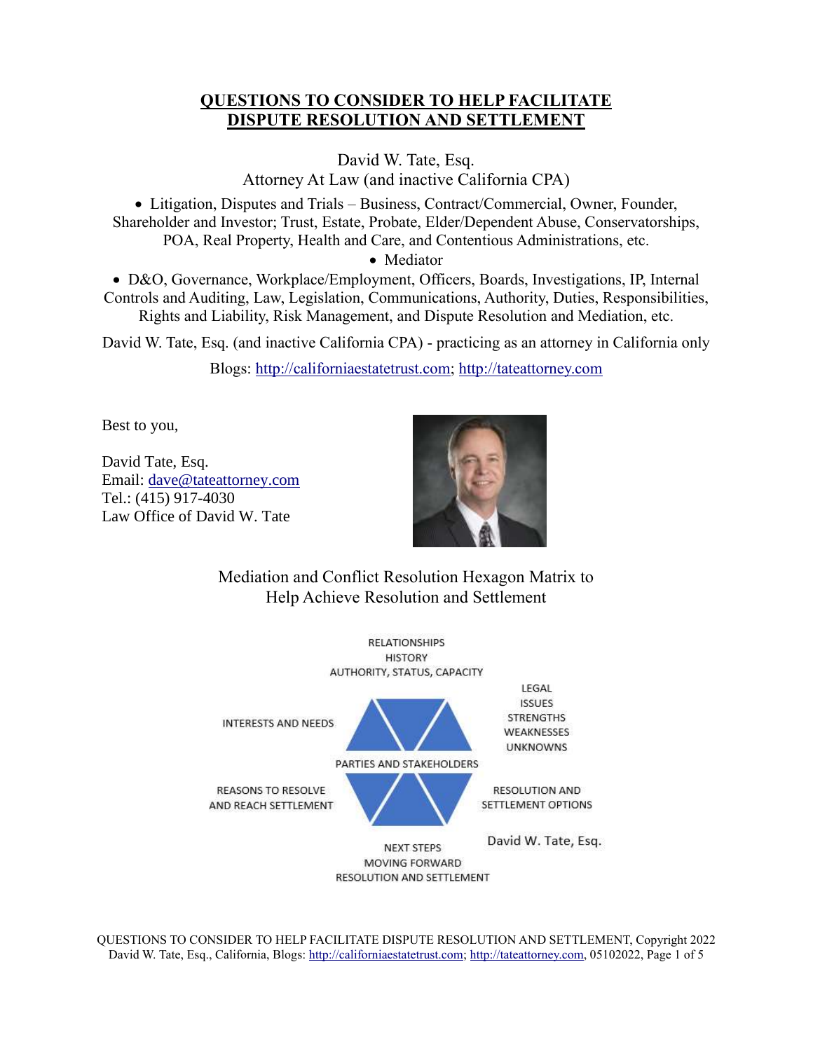# QUESTIONS TO CONSIDER TO HELP FACILITATE DISPUTE RESOLUTION AND SETTLEMENT

David W. Tate, Esq.
Attorney At Law (and inactive California CPA)

- Litigation, Disputes and Trials – Business, Contract/Commercial, Owner, Founder, Shareholder and Investor; Trust, Estate, Probate, Elder/Dependent Abuse, Conservatorships, POA, Real Property, Health and Care, and Contentious Administrations, etc.
- Mediator
- D&O, Governance, Workplace/Employment, Officers, Boards, Investigations, IP, Internal Controls and Auditing, Law, Legislation, Communications, Authority, Duties, Responsibilities, Rights and Liability, Risk Management, and Dispute Resolution and Mediation, etc.

David W. Tate, Esq. (and inactive California CPA) - practicing as an attorney in California only

Blogs: http://californiaestatetrust.com; http://tateattorney.com

Best to you,

David Tate, Esq.
Email: dave@tateattorney.com
Tel.: (415) 917-4030
Law Office of David W. Tate

Mediation and Conflict Resolution Hexagon Matrix to Help Achieve Resolution and Settlement

RELATIONSHIPS
HISTORY
AUTHORITY, STATUS, CAPACITY

LEGAL
ISSUES
STRENGTHS
WEAKNESSES
UNKNOWNS

INTERESTS AND NEEDS

PARTIES AND STAKEHOLDERS

REASONS TO RESOLVE AND REACH SETTLEMENT

RESOLUTION AND SETTLEMENT OPTIONS

NEXT STEPS
MOVING FORWARD
RESOLUTION AND SETTLEMENT

David W. Tate, Esq.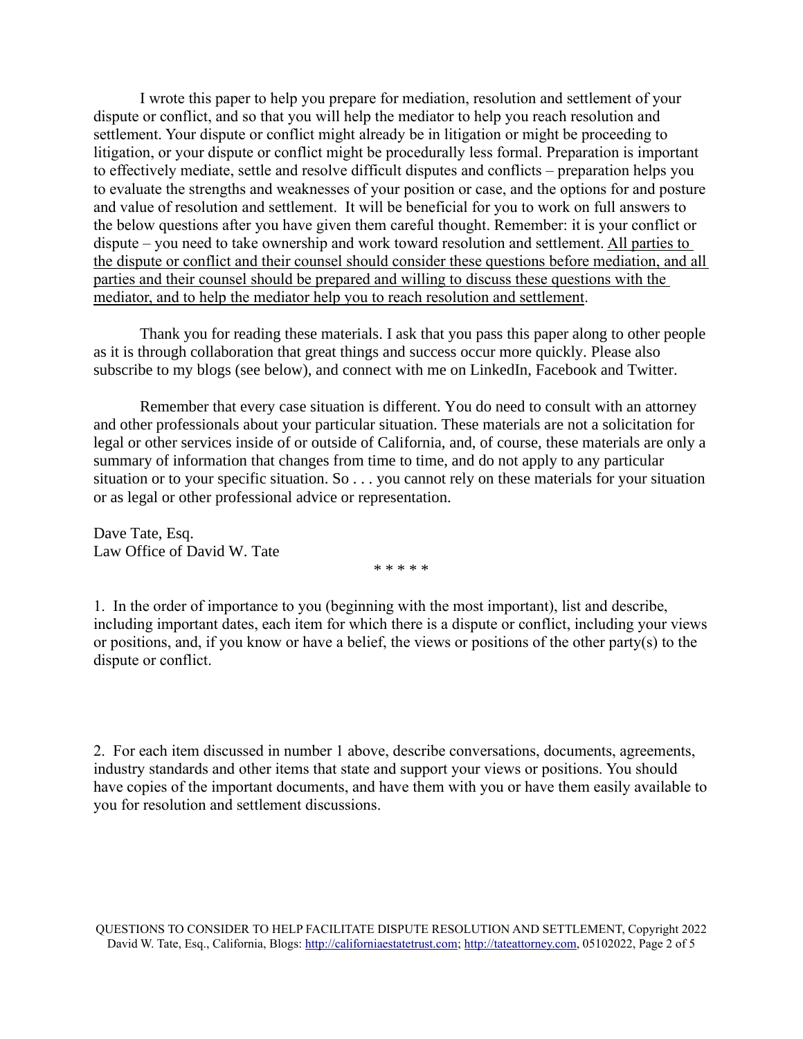I wrote this paper to help you prepare for mediation, resolution and settlement of your dispute or conflict, and so that you will help the mediator to help you reach resolution and settlement. Your dispute or conflict might already be in litigation or might be proceeding to litigation, or your dispute or conflict might be procedurally less formal. Preparation is important to effectively mediate, settle and resolve difficult disputes and conflicts – preparation helps you to evaluate the strengths and weaknesses of your position or case, and the options for and posture and value of resolution and settlement. It will be beneficial for you to work on full answers to the below questions after you have given them careful thought. Remember: it is your conflict or dispute – you need to take ownership and work toward resolution and settlement. <u>All parties to the dispute or conflict and their counsel should consider these questions before mediation, and all parties and their counsel should be prepared and willing to discuss these questions with the mediator, and to help the mediator help you to reach resolution and settlement</u>.

Thank you for reading these materials. I ask that you pass this paper along to other people as it is through collaboration that great things and success occur more quickly. Please also subscribe to my blogs (see below), and connect with me on LinkedIn, Facebook and Twitter.

Remember that every case situation is different. You do need to consult with an attorney and other professionals about your particular situation. These materials are not a solicitation for legal or other services inside of or outside of California, and, of course, these materials are only a summary of information that changes from time to time, and do not apply to any particular situation or to your specific situation. So . . . you cannot rely on these materials for your situation or as legal or other professional advice or representation.

Dave Tate, Esq.  
Law Office of David W. Tate

\* \* \* \* \*

1. In the order of importance to you (beginning with the most important), list and describe, including important dates, each item for which there is a dispute or conflict, including your views or positions, and, if you know or have a belief, the views or positions of the other party(s) to the dispute or conflict.

2. For each item discussed in number 1 above, describe conversations, documents, agreements, industry standards and other items that state and support your views or positions. You should have copies of the important documents, and have them with you or have them easily available to you for resolution and settlement discussions.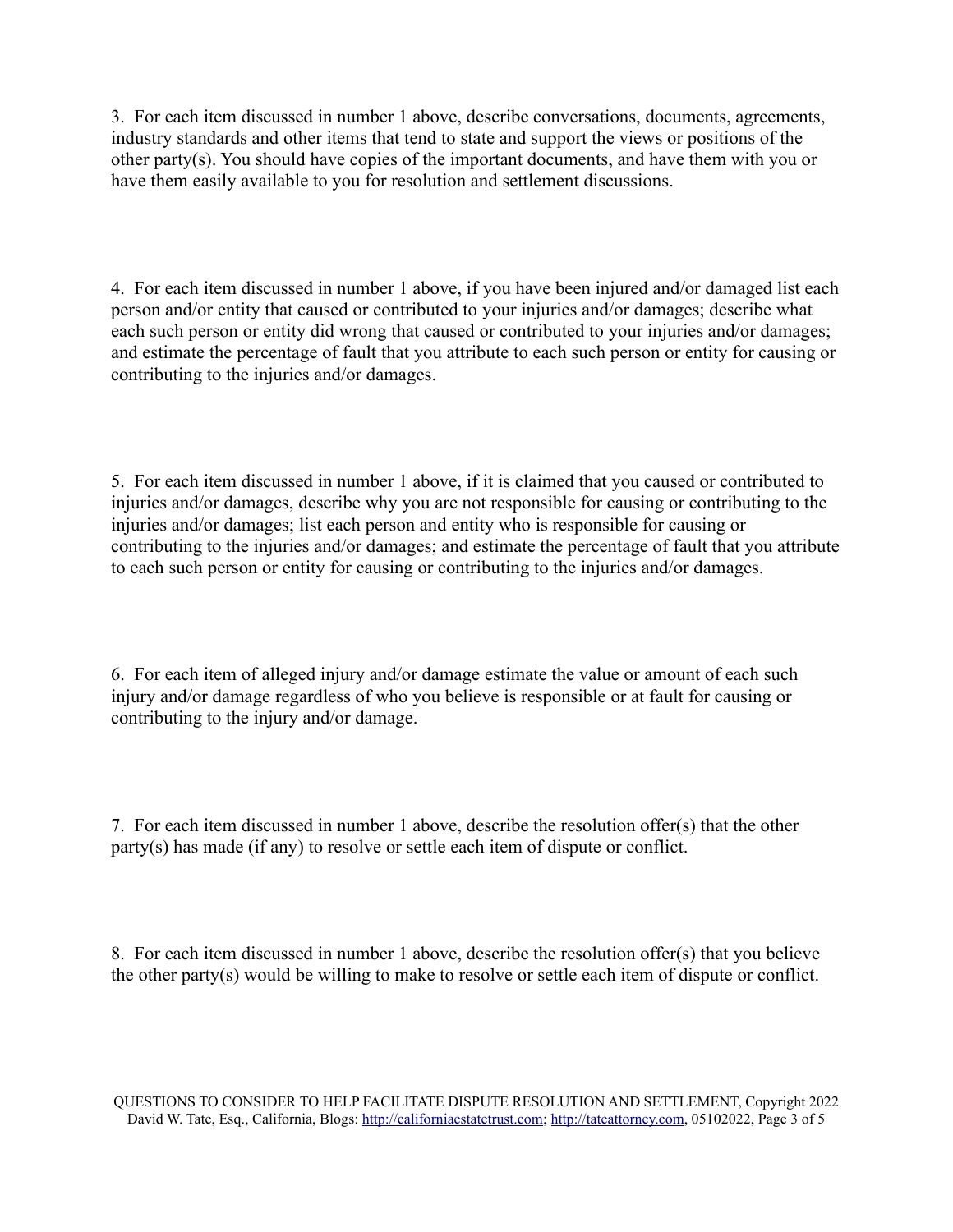3. For each item discussed in number 1 above, describe conversations, documents, agreements, industry standards and other items that tend to state and support the views or positions of the other party(s). You should have copies of the important documents, and have them with you or have them easily available to you for resolution and settlement discussions.

4. For each item discussed in number 1 above, if you have been injured and/or damaged list each person and/or entity that caused or contributed to your injuries and/or damages; describe what each such person or entity did wrong that caused or contributed to your injuries and/or damages; and estimate the percentage of fault that you attribute to each such person or entity for causing or contributing to the injuries and/or damages.

5. For each item discussed in number 1 above, if it is claimed that you caused or contributed to injuries and/or damages, describe why you are not responsible for causing or contributing to the injuries and/or damages; list each person and entity who is responsible for causing or contributing to the injuries and/or damages; and estimate the percentage of fault that you attribute to each such person or entity for causing or contributing to the injuries and/or damages.

6. For each item of alleged injury and/or damage estimate the value or amount of each such injury and/or damage regardless of who you believe is responsible or at fault for causing or contributing to the injury and/or damage.

7. For each item discussed in number 1 above, describe the resolution offer(s) that the other party(s) has made (if any) to resolve or settle each item of dispute or conflict.

8. For each item discussed in number 1 above, describe the resolution offer(s) that you believe the other party(s) would be willing to make to resolve or settle each item of dispute or conflict.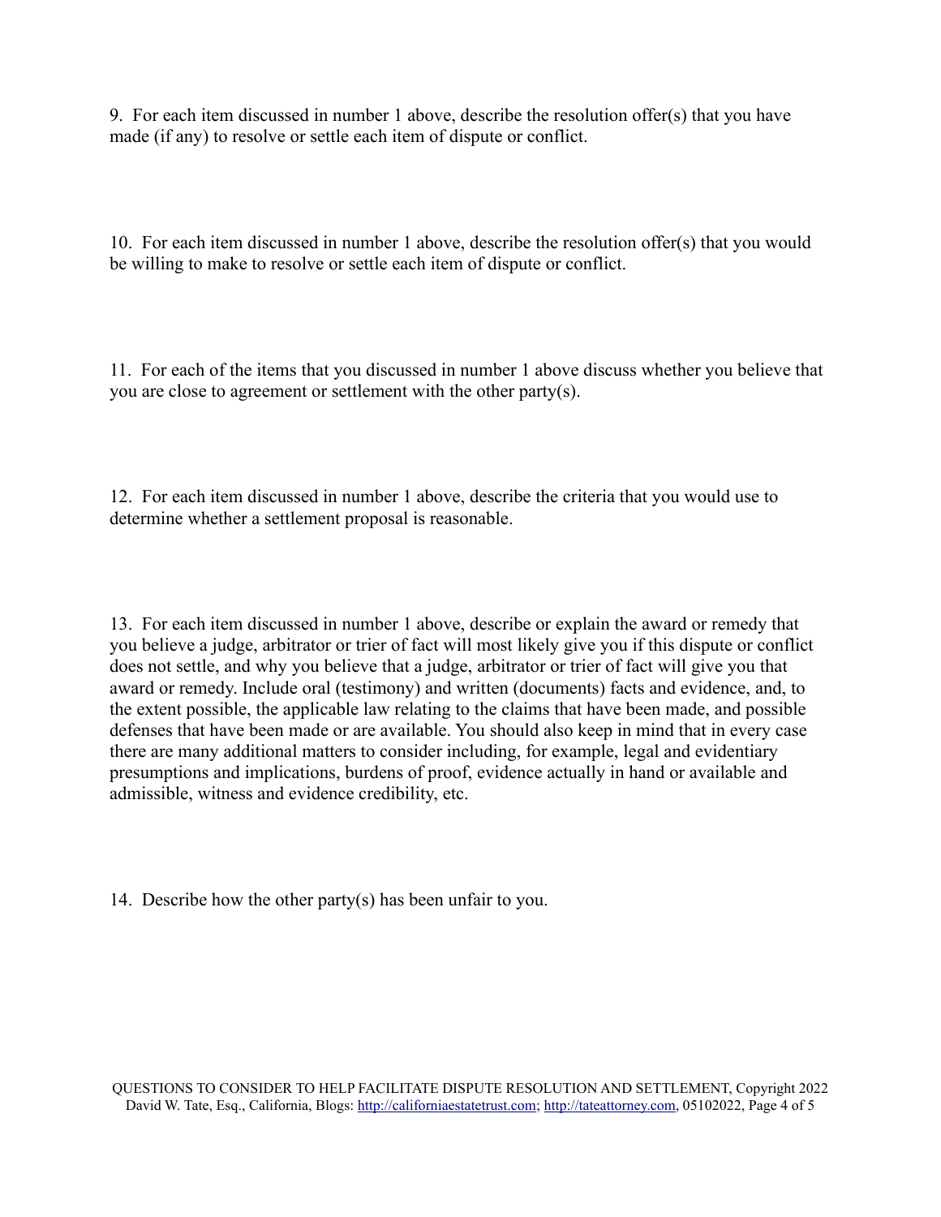9. For each item discussed in number 1 above, describe the resolution offer(s) that you have made (if any) to resolve or settle each item of dispute or conflict.

10. For each item discussed in number 1 above, describe the resolution offer(s) that you would be willing to make to resolve or settle each item of dispute or conflict.

11. For each of the items that you discussed in number 1 above discuss whether you believe that you are close to agreement or settlement with the other party(s).

12. For each item discussed in number 1 above, describe the criteria that you would use to determine whether a settlement proposal is reasonable.

13. For each item discussed in number 1 above, describe or explain the award or remedy that you believe a judge, arbitrator or trier of fact will most likely give you if this dispute or conflict does not settle, and why you believe that a judge, arbitrator or trier of fact will give you that award or remedy. Include oral (testimony) and written (documents) facts and evidence, and, to the extent possible, the applicable law relating to the claims that have been made, and possible defenses that have been made or are available. You should also keep in mind that in every case there are many additional matters to consider including, for example, legal and evidentiary presumptions and implications, burdens of proof, evidence actually in hand or available and admissible, witness and evidence credibility, etc.

14. Describe how the other party(s) has been unfair to you.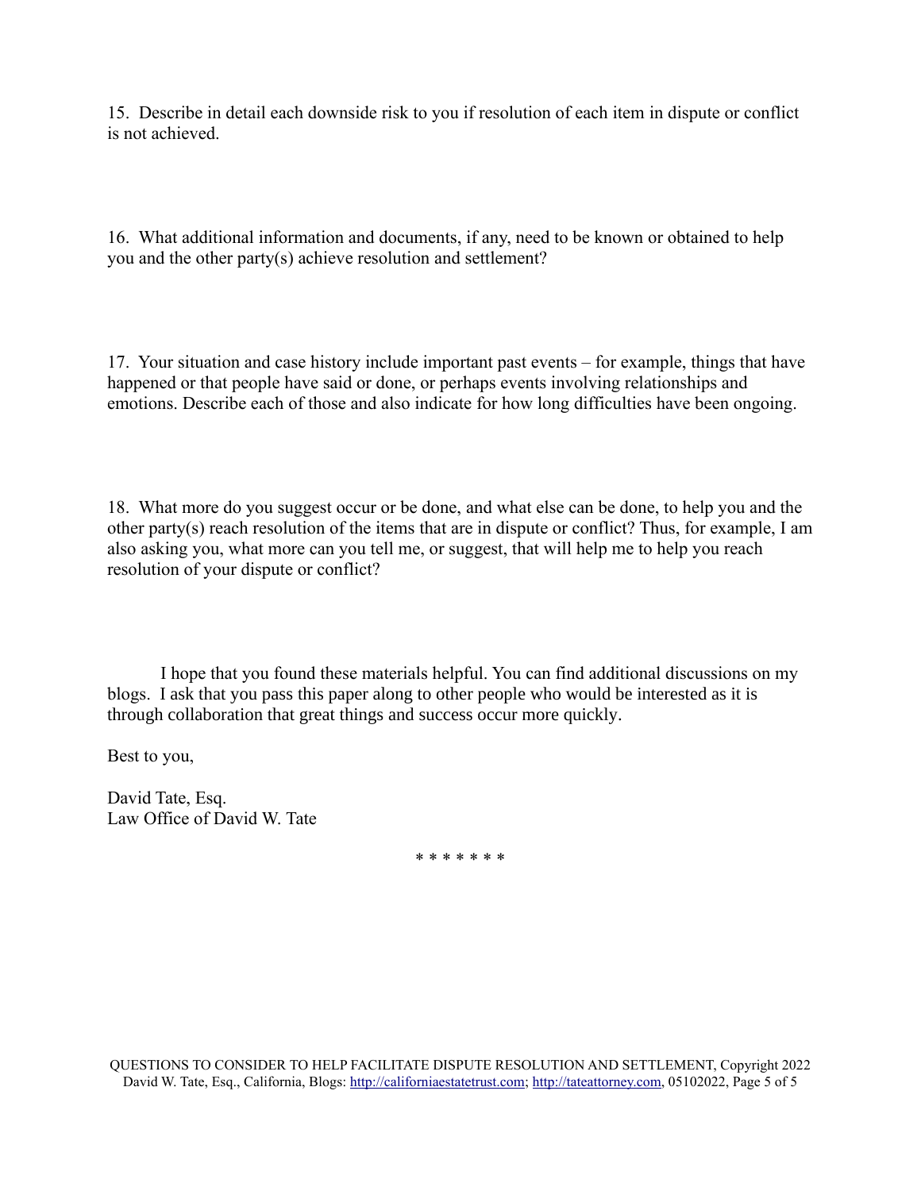15. Describe in detail each downside risk to you if resolution of each item in dispute or conflict is not achieved.

16. What additional information and documents, if any, need to be known or obtained to help you and the other party(s) achieve resolution and settlement?

17. Your situation and case history include important past events – for example, things that have happened or that people have said or done, or perhaps events involving relationships and emotions. Describe each of those and also indicate for how long difficulties have been ongoing.

18. What more do you suggest occur or be done, and what else can be done, to help you and the other party(s) reach resolution of the items that are in dispute or conflict? Thus, for example, I am also asking you, what more can you tell me, or suggest, that will help me to help you reach resolution of your dispute or conflict?

I hope that you found these materials helpful. You can find additional discussions on my blogs. I ask that you pass this paper along to other people who would be interested as it is through collaboration that great things and success occur more quickly.

Best to you,

David Tate, Esq.
Law Office of David W. Tate

* * * * * * *